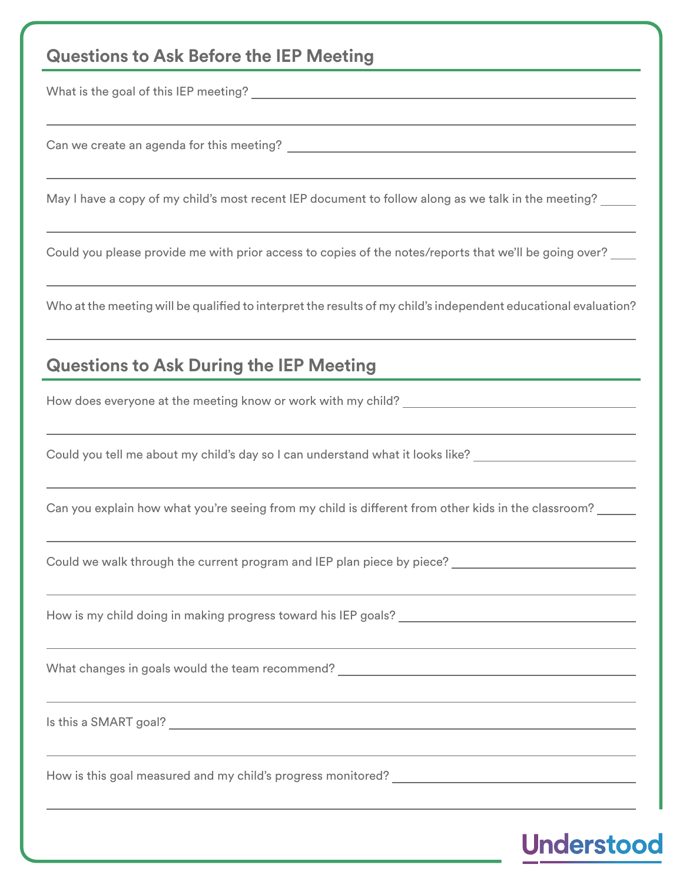## Questions to Ask Before the IEP Meeting

What is the goal of this IEP meeting? ____________________

Can we create an agenda for this meeting? ____________________

May I have a copy of my child's most recent IEP document to follow along as we talk in the meeting? ____________________

Could you please provide me with prior access to copies of the notes/reports that we'll be going over? ____________________

Who at the meeting will be qualified to interpret the results of my child's independent educational evaluation? ____________________

## Questions to Ask During the IEP Meeting

How does everyone at the meeting know or work with my child? ____________________

Could you tell me about my child's day so I can understand what it looks like? ____________________

Can you explain how what you're seeing from my child is different from other kids in the classroom? ____________________

Could we walk through the current program and IEP plan piece by piece? ____________________

How is my child doing in making progress toward his IEP goals? ____________________

What changes in goals would the team recommend? ____________________

Is this a SMART goal? ____________________

How is this goal measured and my child's progress monitored? ____________________

Understood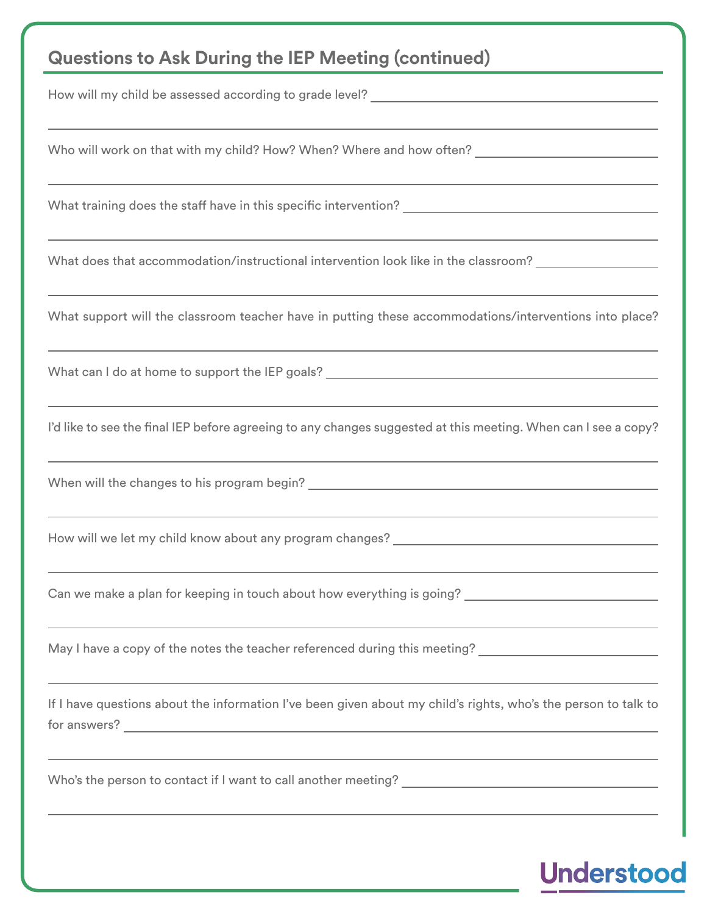## Questions to Ask During the IEP Meeting (continued)

How will my child be assessed according to grade level? ______________________________

______________________________________________________________________

Who will work on that with my child? How? When? Where and how often? ______________________

______________________________________________________________________

What training does the staff have in this specific intervention? ______________________

______________________________________________________________________

What does that accommodation/instructional intervention look like in the classroom? ____________

______________________________________________________________________

What support will the classroom teacher have in putting these accommodations/interventions into place?

______________________________________________________________________

What can I do at home to support the IEP goals? ______________________________

______________________________________________________________________

I'd like to see the final IEP before agreeing to any changes suggested at this meeting. When can I see a copy?

______________________________________________________________________

When will the changes to his program begin? ______________________________

______________________________________________________________________

How will we let my child know about any program changes? ______________________

______________________________________________________________________

Can we make a plan for keeping in touch about how everything is going? ______________________

______________________________________________________________________

May I have a copy of the notes the teacher referenced during this meeting? ______________________

______________________________________________________________________

If I have questions about the information I've been given about my child's rights, who's the person to talk to for answers? ______________________________

______________________________________________________________________

Who's the person to contact if I want to call another meeting? ______________________

______________________________________________________________________

Understood